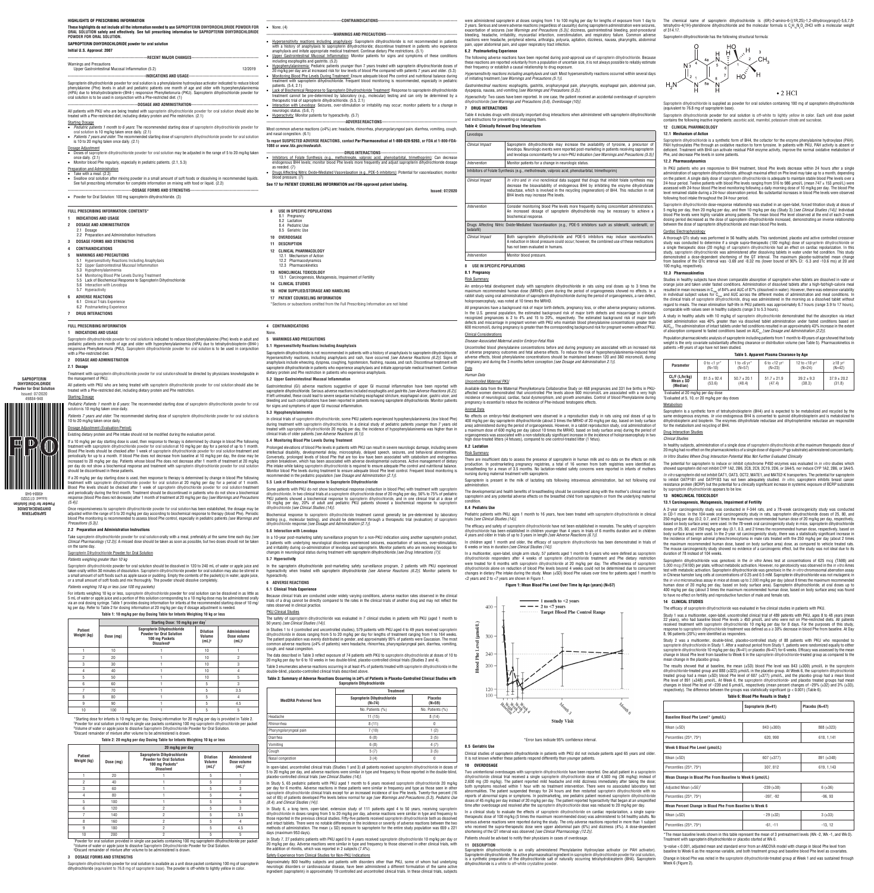# HIGHLIGHTS OF PRESCRIBING INFORMATION

**These highlights do not include all the information needed to use SAPROPTERIN DIHYDROCHLORIDE POWDER FOR ORAL SOLUTION safely and effectively. See full prescribing information for SAPROPTERIN DIHYDROCHLORIDE POWDER FOR ORAL SOLUTION.**

**SAPROPTERIN DIHYDROCHLORIDE powder for oral solution**

**Initial U.S. Approval: 2007**

**RECENT MAJOR CHANGES**

Warnings and Precautions
Upper Gastrointestinal Mucosal Inflammation (5.2) 12/2019

**INDICATIONS AND USAGE**

Sapropterin dihydrochloride powder for oral solution is a phenylalanine hydroxylase activator indicated to reduce blood phenylalanine (Phe) levels in adult and pediatric patients one month of age and older with hyperphenylalaninemia (HPA) due to tetrahydrobiopterin-(BH4-) responsive Phenylketonuria (PKU). Sapropterin dihydrochloride powder for oral solution is to be used in conjunction with a Phe-restricted diet. (1)

**DOSAGE AND ADMINISTRATION**

All patients with PKU who are being treated with sapropterin dihydrochloride powder for oral solution should also be treated with a Phe-restricted diet, including dietary protein and Phe restriction. (2.1)

Starting Dosage
- *Pediatric patients 1 month to 6 years*: The recommended starting dose of sapropterin dihydrochloride powder for oral solution is 10 mg/kg taken once daily. (2.1)
- *Patients 7 years and older*: The recommended starting dose of sapropterin dihydrochloride powder for oral solution is 10 to 20 mg/kg taken once daily. (2.1)

Dosage Adjustment
- Doses of sapropterin dihydrochloride powder for oral solution may be adjusted in the range of 5 to 20 mg/kg taken once daily. (2.1)
- Monitor blood Phe regularly, especially in pediatric patients. (2.1, 5.3)

Preparation and Administration
- Take with a meal. (2.2)
- Swallow oral solution after mixing powder in a small amount of soft foods or dissolving in recommended liquids. See full prescribing information for complete information on mixing with food or liquid. (2.2)

**DOSAGE FORMS AND STRENGTHS**

- Powder for Oral Solution: 100 mg sapropterin dihydrochloride. (3)

**CONTRAINDICATIONS**

- None. (4)

**WARNINGS AND PRECAUTIONS**

- Hypersensitivity reactions including anaphylaxis: Sapropterin dihydrochloride is not recommended in patients with a history of anaphylaxis to sapropterin dihydrochloride; discontinue treatment in patients who experience anaphylaxis and initiate appropriate medical treatment. Continue dietary Phe restrictions. (5.1)
- Upper Gastrointestinal Mucosal Inflammation: Monitor patients for signs and symptoms of these conditions including esophagitis and gastritis. (5.2)
- Hypophenylalaninemia: Pediatric patients younger than 7 years treated with sapropterin dihydrochloride doses of 20 mg/kg per day are at increased risk for low levels of blood Phe compared with patients 7 years and older. (5.3)
- Monitoring Blood Phe Levels During Treatment: Ensure adequate blood Phe control and nutritional balance during treatment with sapropterin dihydrochloride. Frequent blood monitoring is recommended, especially in pediatric patients. (5.4, 2.1)
- Lack of Biochemical Response to Sapropterin Dihydrochloride Treatment: Response to sapropterin dihydrochloride treatment cannot be pre-determined by laboratory (e.g., molecular) testing and can only be determined by a therapeutic trial of sapropterin dihydrochloride. (5.5, 2.1)
- Interaction with Levodopa: Seizures, over-stimulation or irritability may occur; monitor patients for a change in neurologic status. (5.6, 7)
- Hyperactivity: Monitor patients for hyperactivity. (5.7)

**ADVERSE REACTIONS**

Most common adverse reactions (≥4%) are: headache, rhinorrhea, pharyngolaryngeal pain, diarrhea, vomiting, cough, and nasal congestion. (6.1)

**To report SUSPECTED ADVERSE REACTIONS, contact Par Pharmaceutical at 1-800-828-9393, or FDA at 1-800-FDA-1088 or www.fda.gov/medwatch.**

**DRUG INTERACTIONS**

- Inhibitors of Folate Synthesis (e.g., methotrexate, valproic acid, phenobarbital, trimethoprim): Can decrease endogenous BH4 levels; monitor blood Phe levels more frequently and adjust sapropterin dihydrochloride dosage as needed. (7)
- Drugs Affecting Nitric Oxide-Mediated Vasorelaxation (e.g., PDE-5 inhibitors): Potential for vasorelaxation; monitor blood pressure. (7)

**See 17 for PATIENT COUNSELING INFORMATION and FDA-approved patient labeling.**

**Issued: 07/2020**

# FULL PRESCRIBING INFORMATION: CONTENTS*

1 INDICATIONS AND USAGE
2 DOSAGE AND ADMINISTRATION
 2.1 Dosage
 2.2 Preparation and Administration Instructions
3 DOSAGE FORMS AND STRENGTHS
4 CONTRAINDICATIONS
5 WARNINGS AND PRECAUTIONS
 5.1 Hypersensitivity Reactions Including Anaphylaxis
 5.2 Upper Gastrointestinal Mucosal Inflammation
 5.3 Hypophenylalaninemia
 5.4 Monitoring Blood Phe Levels During Treatment
 5.5 Lack of Biochemical Response to Sapropterin Dihydrochloride
 5.6 Interaction with Levodopa
 5.7 Hyperactivity
6 ADVERSE REACTIONS
 6.1 Clinical Trials Experience
 6.2 Postmarketing Experience
7 DRUG INTERACTIONS
8 USE IN SPECIFIC POPULATIONS
 8.1 Pregnancy
 8.2 Lactation
 8.4 Pediatric Use
 8.5 Geriatric Use
10 OVERDOSAGE
11 DESCRIPTION
12 CLINICAL PHARMACOLOGY
 12.1 Mechanism of Action
 12.2 Pharmacodynamics
 12.3 Pharmacokinetics
13 NONCLINICAL TOXICOLOGY
 13.1 Carcinogenesis, Mutagenesis, Impairment of Fertility
14 CLINICAL STUDIES
16 HOW SUPPLIED/STORAGE AND HANDLING
17 PATIENT COUNSELING INFORMATION

*Sections or subsections omitted from the Full Prescribing Information are not listed

# FULL PRESCRIBING INFORMATION

## 1 INDICATIONS AND USAGE

Sapropterin dihydrochloride powder for oral solution is indicated to reduce blood phenylalanine (Phe) levels in adult and pediatric patients one month of age and older with hyperphenylalaninemia (HPA) due to tetrahydrobiopterin-(BH4-) responsive Phenylketonuria (PKU). Sapropterin dihydrochloride powder for oral solution is to be used in conjunction with a Phe-restricted diet.

## 2 DOSAGE AND ADMINISTRATION

### 2.1 Dosage

Treatment with sapropterin dihydrochloride powder for oral solution should be directed by physicians knowledgeable in the management of PKU.

All patients with PKU who are being treated with sapropterin dihydrochloride powder for oral solution should also be treated with a Phe-restricted diet, including dietary protein and Phe restriction.

Starting Dosage

*Pediatric Patients 1 month to 6 years*: The recommended starting dose of sapropterin dihydrochloride powder for oral solution is 10 mg/kg taken once daily.

*Patients 7 years and older*: The recommended starting dose of sapropterin dihydrochloride powder for oral solution is 10 to 20 mg/kg taken once daily.

Dosage Adjustment (Evaluation Period)

Existing dietary protein and Phe intake should not be modified during the evaluation period.

If a 10 mg/kg per day starting dose is used, then response to therapy is determined by change in blood Phe following treatment with sapropterin dihydrochloride powder for oral solution at 10 mg/kg per day for a period of up to 1 month. Blood Phe levels should be checked after 1 week of sapropterin dihydrochloride powder for oral solution treatment and periodically for up to a month. If blood Phe does not decrease from baseline at 10 mg/kg per day, the dose may be increased to 20 mg/kg per day. Patients whose blood Phe does not decrease after 1 month of treatment at 20 mg/kg per day do not show a biochemical response and treatment with sapropterin dihydrochloride powder for oral solution should be discontinued in these patients.

If a 20 mg/kg per day starting dose is used, then response to therapy is determined by change in blood Phe following treatment with sapropterin dihydrochloride powder for oral solution at 20 mg/kg per day for a period of 1 month. Blood Phe levels should be checked after 1 week of sapropterin dihydrochloride powder for oral solution treatment and periodically during the first month. Treatment should be discontinued in patients who do not show a biochemical response (blood Phe does not decrease) after 1 month of treatment at 20 mg/kg per day *[see Warnings and Precautions (5.4)]*.

Once responsiveness to sapropterin dihydrochloride powder for oral solution has been established, the dosage may be adjusted within the range of 5 to 20 mg/kg per day according to biochemical response to therapy (blood Phe). Periodic blood Phe monitoring is recommended to assess blood Phe control, especially in pediatric patients *[see Warnings and Precautions (5.3)]*.

### 2.2 Preparation and Administration Instructions

Take sapropterin dihydrochloride powder for oral solution orally with a meal, preferably at the same time each day *[see Clinical Pharmacology (12.3)]*. A missed dose should be taken as soon as possible, but two doses should not be taken on the same day.

Sapropterin Dihydrochloride Powder for Oral Solution

*Patients weighing greater than 10 kg*

Sapropterin dihydrochloride powder for oral solution should be dissolved in 120 to 240 mL of water or apple juice and taken orally within 30 minutes of dissolution. Sapropterin dihydrochloride powder for oral solution may also be stirred in a small amount of soft foods such as apple sauce or pudding. Empty the contents of the packet(s) in water, apple juice, or a small amount of soft foods and mix thoroughly. The powder should dissolve completely.

*Patients weighing 10 kg or less (use 100 mg packets)*

For infants weighing 10 kg or less, sapropterin dihydrochloride powder for oral solution can be dissolved in as little as 5 mL of water or apple juice and a portion of this solution corresponding to a 10 mg/kg dose may be administered orally via an oral dosing syringe. Table 1 provides dosing information for infants at the recommended starting dose of 10 mg/kg per day. Refer to Table 2 for dosing information at 20 mg/kg per day if dosage adjustment is needed.

**Table 1: 10 mg/kg per day Dosing Table for Infants Weighing 10 kg or less**

| Patient Weight (kg) | Starting Dose: 10 mg/kg per day* | | | |
|---|---|---|---|---|
| | Dose (mg) | Sapropterin Dihydrochloride Powder for Oral Solution 100 mg Packets Dissolved† | Dilution Volume (mL)‡ | Administered Dose volume (mL)§ |
| 1 | 10 | 1 | 10 | 1 |
| 2 | 20 | 1 | 10 | 2 |
| 3 | 30 | 1 | 10 | 3 |
| 4 | 40 | 1 | 10 | 4 |
| 5 | 50 | 1 | 10 | 5 |
| 6 | 60 | 1 | 5 | 3 |
| 7 | 70 | 1 | 5 | 3.5 |
| 8 | 80 | 1 | 5 | 4 |
| 9 | 90 | 1 | 5 | 4.5 |
| 10 | 100 | 1 | 5 | 5 |

*Starting dose for infants is 10 mg/kg per day. Dosing information for 20 mg/kg per day is provided in Table 2.
†Powder for oral solution provided in single use packets containing 100 mg sapropterin dihydrochloride per packet.
‡Volume of water or apple juice to dissolve Sapropterin Dihydrochloride Powder for Oral Solution.
§Discard remainder of mixture after volume to be administered is drawn.

**Table 2: 20 mg/kg per day Dosing Table for Infants Weighing 10 kg or less**

| Patient Weight (kg) | 20 mg/kg per day | | | |
|---|---|---|---|---|
| | Dose (mg) | Sapropterin Dihydrochloride Powder for Oral Solution 100 mg Packets* Dissolved | Dilution Volume (mL)† | Administered Dose volume (mL)‡ |
| 1 | 20 | 1 | 5 | 1 |
| 2 | 40 | 1 | 5 | 2 |
| 3 | 60 | 1 | 5 | 3 |
| 4 | 80 | 1 | 5 | 4 |
| 5 | 100 | 1 | 5 | 5 |
| 6 | 120 | 2 | 5 | 3 |
| 7 | 140 | 2 | 5 | 3.5 |
| 8 | 160 | 2 | 5 | 4 |
| 9 | 180 | 2 | 5 | 4.5 |
| 10 | 200 | 2 | 5 | 5 |

*Powder for oral solution provided in single use packets containing 100 mg sapropterin dihydrochloride per packet
†Volume of water or apple juice to dissolve Sapropterin Dihydrochloride Powder for Oral Solution.
‡Discard remainder of mixture after volume to be administered is drawn.

## 3 DOSAGE FORMS AND STRENGTHS

Sapropterin dihydrochloride powder for oral solution is available as a unit dose packet containing 100 mg of sapropterin dihydrochloride (equivalent to 76.8 mg of sapropterin base). The powder is off-white to lightly yellow in color.

## 4 CONTRAINDICATIONS

None.

## 5 WARNINGS AND PRECAUTIONS

### 5.1 Hypersensitivity Reactions Including Anaphylaxis

Sapropterin dihydrochloride is not recommended in patients with a history of anaphylaxis to sapropterin dihydrochloride. Hypersensitivity reactions, including anaphylaxis and rash, have occurred *[see Adverse Reactions (6.2)]*. Signs of anaphylaxis include wheezing, dyspnea, coughing, hypotension, flushing, nausea, and rash. Discontinue treatment with sapropterin dihydrochloride in patients who experience anaphylaxis and initiate appropriate medical treatment. Continue dietary protein and Phe restriction in patients who experience anaphylaxis.

### 5.2 Upper Gastrointestinal Mucosal Inflammation

Gastrointestinal (GI) adverse reactions suggestive of upper GI mucosal inflammation have been reported with sapropterin dihydrochloride. Serious adverse reactions included esophagitis and gastritis *[see Adverse Reactions (6.2)]*. If left untreated, these could lead to severe sequelae including esophageal stricture, esophageal ulcer, gastric ulcer, and bleeding and such complications have been reported in patients receiving sapropterin dihydrochloride. Monitor patients for signs and symptoms of upper GI mucosal inflammation.

### 5.3 Hypophenylalaninemia

In clinical trials of sapropterin dihydrochloride, some PKU patients experienced hypophenylalaninemia (low blood Phe) during treatment with sapropterin dihydrochloride. In a clinical study of pediatric patients younger than 7 years old treated with sapropterin dihydrochloride 20 mg/kg per day, the incidence of hypophenylalaninemia was higher than in clinical trials of older patients *[see Adverse Reactions (6.1)]*.

### 5.4 Monitoring Blood Phe Levels During Treatment

Prolonged elevations of blood Phe levels in patients with PKU can result in severe neurologic damage, including severe intellectual disability, developmental delay, microcephaly, delayed speech, seizures, and behavioral abnormalities. Conversely, prolonged levels of blood Phe that are too low have been associated with catabolism and endogenous protein breakdown, which has been associated with adverse developmental outcomes. Active management of dietary Phe intake while taking sapropterin dihydrochloride is required to ensure adequate Phe control and nutritional balance. Monitor blood Phe levels during treatment to ensure adequate blood Phe level control. Frequent blood monitoring is recommended in the pediatric population *[see Dosage and Administration (2.1)]*.

### 5.5 Lack of Biochemical Response to Sapropterin Dihydrochloride

Some patients with PKU do not show biochemical response (reduction in blood Phe) with treatment with sapropterin dihydrochloride. In two clinical trials at a sapropterin dihydrochloride dose of 20 mg/kg per day, 56% to 75% of pediatric PKU patients showed a biochemical response to sapropterin dihydrochloride, and in one clinical trial at a dose of 10 mg/kg per day, 20% of adult and pediatric PKU patients showed a biochemical response to sapropterin dihydrochloride *[see Clinical Studies (14)]*.

Biochemical response to sapropterin dihydrochloride treatment cannot generally be pre-determined by laboratory testing (e.g., molecular testing), and should be determined through a therapeutic trial (evaluation) of sapropterin dihydrochloride response *[see Dosage and Administration (2.1)]*.

### 5.6 Interaction with Levodopa

In a 10-year post-marketing safety surveillance program for a non-PKU indication using another sapropterin product, 3 patients with underlying neurological disorders experienced seizures, exacerbation of seizures, over-stimulation, and irritability during co-administration of levodopa and sapropterin. Monitor patients who are receiving levodopa for changes in neurological status during treatment with sapropterin dihydrochloride *[see Drug Interactions (7)]*.

### 5.7 Hyperactivity

In the sapropterin dihydrochloride post-marketing safety surveillance program, 2 patients with PKU experienced hyperactivity when treated with sapropterin dihydrochloride *[see Adverse Reactions (6.2)]*. Monitor patients for hyperactivity.

## 6 ADVERSE REACTIONS

### 6.1 Clinical Trials Experience

Because clinical trials are conducted under widely varying conditions, adverse reaction rates observed in the clinical trials of a drug cannot be directly compared to the rates in the clinical trials of another drug and may not reflect the rates observed in clinical practice.

PKU Clinical Studies

The safety of sapropterin dihydrochloride was evaluated in 7 clinical studies in patients with PKU (aged 1 month to 50 years) *[see Clinical Studies (14)]*.

In Studies 1 to 4 (controlled and uncontrolled studies), 579 patients with PKU aged 4 to 49 years received sapropterin dihydrochloride in doses ranging from 5 to 20 mg/kg per day for lengths of treatment ranging from 1 to 164 weeks. The patient population was evenly distributed in gender, and approximately 95% of patients were Caucasian. The most common adverse reactions (≥4% of patients) were headache, rhinorrhea, pharyngolaryngeal pain, diarrhea, vomiting, cough, and nasal congestion.

The data described in Table 3 reflect exposure of 74 patients with PKU to sapropterin dihydrochloride at doses of 10 to 20 mg/kg per day for 6 to 10 weeks in two double-blind, placebo-controlled clinical trials (Studies 2 and 4).

Table 3 enumerates adverse reactions occurring in at least 4% of patients treated with sapropterin dihydrochloride in the double-blind, placebo-controlled clinical trials described above.

**Table 3: Summary of Adverse Reactions Occurring in ≥4% of Patients in Placebo-Controlled Clinical Studies with Sapropterin Dihydrochloride**

| MedDRA Preferred Term | Treatment | |
|---|---|---|
| | Sapropterin Dihydrochloride (N=74) | Placebo (N=59) |
| | No. Patients (%) | No. Patients (%) |
| Headache | 11 (15) | 8 (14) |
| Rhinorrhea | 8 (11) | 0 |
| Pharyngolaryngeal pain | 7 (10) | 1 (2) |
| Diarrhea | 6 (8) | 3 (5) |
| Vomiting | 6 (8) | 4 (7) |
| Cough | 5 (7) | 3 (5) |
| Nasal congestion | 3 (4) | 0 |

In open-label, uncontrolled clinical trials (Studies 1 and 3) all patients received sapropterin dihydrochloride in doses of 5 to 20 mg/kg per day, and adverse reactions were similar in type and frequency to those reported in the double-blind, placebo-controlled clinical trials *[see Clinical Studies (14)]*.

In Study 5, 65 pediatric patients with PKU aged 1 month to 6 years received sapropterin dihydrochloride 20 mg/kg per day for 6 months. Adverse reactions in these patients were similar in frequency and type as those seen in other sapropterin dihydrochloride clinical trials except for an increased incidence of low Phe levels. Twenty-five percent (16 out of 65) of patients developed Phe levels below normal for age *[see Warnings and Precautions (5.3), Pediatric Use (8.4), and Clinical Studies (14)]*.

In Study 6, a long term, open-label, extension study of 111 patients aged 4 to 50 years, receiving sapropterin dihydrochloride in doses ranging from 5 to 20 mg/kg per day, adverse reactions were similar in type and frequency to those reported in the previous clinical studies. Fifty-five patients received sapropterin dihydrochloride both as dissolved and intact tablets. There were no notable differences in the incidence or severity of adverse reactions between the two methods of administration. The mean (± SD) exposure to sapropterin for the entire study population was 659 ± 221 days (maximum 953 days).

In Study 7, 27 pediatric patients with PKU aged 0 to 4 years received sapropterin dihydrochloride 10 mg/kg per day or 20 mg/kg per day. Adverse reactions were similar in type and frequency to those observed in other clinical trials, with the addition of rhinitis, which was reported in 2 subjects (7.4%).

Safety Experience from Clinical Studies for Non-PKU Indications

Approximately 800 healthy subjects and patients with disorders other than PKU, some of whom had underlying neurologic disorders or cardiovascular disease, have been administered a different formulation of the same active ingredient (sapropterin) in approximately 19 controlled and uncontrolled clinical trials. In these clinical trials, subjects were administered sapropterin at doses ranging from 1 to 100 mg/kg per day for lengths of exposure from 1 day to 2 years. Serious and severe adverse reactions (regardless of causality) during sapropterin administration were seizures, exacerbation of seizures *[see Warnings and Precautions (5.3)]*, dizziness, gastrointestinal bleeding, post-procedural bleeding, headache, irritability, myocardial infarction, overstimulation, and respiratory failure. Common adverse reactions were headache, peripheral edema, arthralgia, polyuria, agitation, dizziness, nausea, pharyngitis, abdominal pain, upper abdominal pain, and upper respiratory tract infection.

### 6.2 Postmarketing Experience

The following adverse reactions have been reported during post-approval use of sapropterin dihydrochloride. Because these reactions are reported voluntarily from a population of uncertain size, it is not always possible to reliably estimate their frequency or establish a causal relationship to drug exposure.

*Hypersensitivity reactions including anaphylaxis and rash*: Most hypersensitivity reactions occurred within several days of initiating treatment *[see Warnings and Precautions (5.1)]*.

*Gastrointestinal reactions*: esophagitis, gastritis, oropharyngeal pain, pharyngitis, esophageal pain, abdominal pain, dyspepsia, nausea, and vomiting *[see Warnings and Precautions (5.2)]*.

*Hyperactivity*: Two cases have been reported. In one case, the patient received an accidental overdosage of sapropterin dihydrochloride *[see Warnings and Precautions (5.6), Overdosage (10)]*.

## 7 DRUG INTERACTIONS

Table 4 includes drugs with clinically important drug interactions when administered with sapropterin dihydrochloride and instructions for preventing or managing them.

**Table 4: Clinically Relevant Drug Interactions**

| Levodopa | |
|---|---|
| *Clinical Impact* | Sapropterin dihydrochloride may increase the availability of tyrosine, a precursor of levodopa. Neurologic events were reported post-marketing in patients receiving sapropterin and levodopa concomitantly for a non-PKU indication *[see Warnings and Precautions (5.5)]* |
| *Intervention* | Monitor patients for a change in neurologic status. |
| **Inhibitors of Folate Synthesis (e.g., methotrexate, valproic acid, phenobarbital, trimethoprim)** | |
| *Clinical Impact* | *In vitro* and *in vivo* nonclinical data suggest that drugs that inhibit folate synthesis may decrease the bioavailability of endogenous BH4 by inhibiting the enzyme dihydrofolate reductase, which is involved in the recycling (regeneration) of BH4. This reduction in net BH4 levels may increase Phe levels. |
| *Intervention* | Consider monitoring blood Phe levels more frequently during concomitant administration. An increased dosage of sapropterin dihydrochloride may be necessary to achieve a biochemical response. |
| **Drugs Affecting Nitric Oxide-Mediated Vasorelaxation (e.g., PDE-5 inhibitors such as sildenafil, vardenafil, or tadalafil)** | |
| *Clinical Impact* | Both sapropterin dihydrochloride and PDE-5 inhibitors may induce vasorelaxation. A reduction in blood pressure could occur; however, the combined use of these medications has not been evaluated in humans. |
| *Intervention* | Monitor blood pressure. |

## 8 USE IN SPECIFIC POPULATIONS

### 8.1 Pregnancy

Risk Summary

An embryo-fetal development study with sapropterin dihydrochloride in rats using oral doses up to 3 times the maximum recommended human dose (MRHD) given during the period of organogenesis showed no effects. In a rabbit study using oral administration of sapropterin dihydrochloride during the period of organogenesis, a rare defect, holoprosencephaly, was noted at 10 times the MRHD.

All pregnancies have a background risk of major birth defects, pregnancy loss, or other adverse pregnancy outcomes. In the U.S. general population, the estimated background risk of major birth defects and miscarriage in clinically recognized pregnancies is 2 to 4% and 15 to 20%, respectively. The estimated background risk of major birth defects and miscarriage in pregnant women with PKU who maintain blood phenylalanine concentrations greater than 600 micromol/L during pregnancy is greater than the corresponding background risk for pregnant women without PKU.

Clinical Considerations

*Disease-Associated Maternal and/or Embryo-Fetal Risk*

Uncontrolled blood phenylalanine concentrations before and during pregnancy are associated with an increased risk of adverse pregnancy outcomes and fetal adverse effects. To reduce the risk of hyperphenylalaninemia-induced fetal adverse effects, blood phenylalanine concentrations should be maintained between 120 and 360 micromol/L during pregnancy and during the 3 months before conception *[see Dosage and Administration (2.1)]*.

Data

*Human Data*

*Uncontrolled Maternal PKU*

Available data from the Maternal Phenylketonuria Collaborative Study on 468 pregnancies and 331 live births in PKU-affected women demonstrated that uncontrolled Phe levels above 600 micromol/L are associated with a very high incidence of neurological, cardiac, facial dysmorphism, and growth anomalies. Control of blood Phenylalanine during pregnancy is essential to reduce the incidence of Phe-induced teratogenic effects.

*Animal Data*

No effects on embryo-fetal development were observed in a reproduction study in rats using oral doses of up to 400 mg/kg per day sapropterin dihydrochloride (about 3 times the MRHD of 20 mg/kg per day, based on body surface area) administered during the period of organogenesis. However, in a rabbit reproduction study, oral administration of a maximum dose of 600 mg/kg per day (about 10 times the MRHD, based on body surface area) during the period of organogenesis was associated with a non-statistically significant increase in the incidence of holoprosencephaly in two high dose-treated litters (4 fetuses), compared to one control-treated litter (1 fetus).

### 8.2 Lactation

Risk Summary

There are insufficient data to assess the presence of sapropterin in human milk and no data on the effects on milk production. In postmarketing pregnancy registries, a total of 16 women from both registries were identified as breastfeeding for a mean of 3.5 months. No lactation-related safety concerns were reported in infants of mothers nursing during maternal treatment with sapropterin.

Sapropterin is present in the milk of lactating rats following intravenous administration, but not following oral administration.

The developmental and health benefits of breastfeeding should be considered along with the mother's clinical need for sapropterin and any potential adverse effects on the breastfed child from sapropterin or from the underlying maternal condition.

### 8.4 Pediatric Use

Pediatric patients with PKU, ages 1 month to 16 years, have been treated with sapropterin dihydrochloride in clinical trials *[see Clinical Studies (14)]*.

The efficacy and safety of sapropterin dihydrochloride have not been established in neonates. The safety of sapropterin dihydrochloride has been established in children younger than 4 years in trials of 6 months duration and in children 4 years and older in trials of up to 3 years in length *[see Adverse Reactions (6.1)]*.

In children aged 1 month and older, the efficacy of sapropterin dihydrochloride has been demonstrated in trials of 6 weeks or less in duration *[see Clinical Studies (14)]*.

In a multicenter, open-label, single arm study, 57 patients aged 1 month to 6 years who were defined as sapropterin dihydrochloride responders after 4 weeks of sapropterin dihydrochloride treatment and Phe dietary restriction were treated for 6 months with sapropterin dihydrochloride at 20 mg/kg per day. The effectiveness of sapropterin dihydrochloride alone on reduction of blood Phe levels beyond 4 weeks could not be determined due to concurrent changes in dietary Phe intake during the study. Mean (±SD) blood Phe values over time for patients aged 1 month to <2 years and 2 to <7 years are shown in Figure 1.

**Figure 1: Mean Blood Phe Level Over Time by Age (years) (N=57)**

*Error bars indicate 95% confidence interval.

### 8.5 Geriatric Use

Clinical studies of sapropterin dihydrochloride in patients with PKU did not include patients aged 65 years and older. It is not known whether these patients respond differently than younger patients.

## 10 OVERDOSAGE

Two unintentional overdosages with sapropterin dihydrochloride have been reported. One adult patient in a sapropterin dihydrochloride clinical trial received a single sapropterin dihydrochloride dose of 4,500 mg (36 mg/kg) instead of 2,600 mg (20 mg/kg). The patient reported mild headache and mild dizziness immediately after taking the dose; both symptoms resolved within 1 hour with no treatment intervention. There were no associated laboratory test abnormalities. The patient suspended therapy for 24 hours and then restarted sapropterin dihydrochloride with no reports of abnormal signs or symptoms. In postmarketing, one pediatric patient received sapropterin dihydrochloride doses of 45 mg/kg per day instead of 20 mg/kg per day. The patient reported hyperactivity that began at an unspecified time after overdose and resolved after the sapropterin dihydrochloride dose was reduced to 20 mg/kg per day.

In a clinical study to evaluate the effects of sapropterin dihydrochloride on cardiac repolarization, a single supra-therapeutic dose of 100 mg/kg (5 times the maximum recommended dose) was administered to 54 healthy adults. No serious adverse reactions were reported during the study. The only adverse reactions reported in more than 1 subject who received the supra-therapeutic dose were upper abdominal pain (6%) and dizziness (4%). A dose-dependent shortening of the QT interval was observed *[see Clinical Pharmacology (12.2)]*.

Patients should be advised to notify their physicians in cases of overdosage.

## 11 DESCRIPTION

Sapropterin dihydrochloride is an orally administered Phenylalanine Hydroxylase activator (or PAH activator). Sapropterin dihydrochloride, the active pharmaceutical ingredient in sapropterin dihydrochloride powder for oral solution, is a synthetic preparation of the dihydrochloride salt of naturally occurring tetrahydrobiopterin (BH4). Sapropterin dihydrochloride is a white to off-white crystalline powder.

The chemical name of sapropterin dihydrochloride is (6R)-2-amino-6-[(1R,2S)-1,2-dihydroxypropyl]-5,6,7,8-tetrahydro-4(1H)-pteridinone dihydrochloride and the molecular formula is $C_9H_{15}N_5O_3 \cdot 2HCl$ with a molecular weight of 314.17.

Sapropterin dihydrochloride has the following structural formula:

• 2 HCl

Sapropterin dihydrochloride is supplied as powder for oral solution containing 100 mg of sapropterin dihydrochloride (equivalent to 76.8 mg of sapropterin base).

Sapropterin dihydrochloride powder for oral solution is off-white to lightly yellow in color. Each unit dose packet contains the following inactive ingredients: ascorbic acid, mannitol, potassium citrate and sucralose.

## 12 CLINICAL PHARMACOLOGY

### 12.1 Mechanism of Action

Sapropterin dihydrochloride is a synthetic form of BH4, the cofactor for the enzyme phenylalanine hydroxylase (PAH). PAH hydroxylates Phe through an oxidative reaction to form tyrosine. In patients with PKU, PAH activity is absent or deficient. Treatment with BH4 can activate residual PAH enzyme activity, improve the normal oxidative metabolism of Phe, and decrease Phe levels in some patients.

### 12.2 Pharmacodynamics

In PKU patients who are responsive to BH4 treatment, blood Phe levels decrease within 24 hours after a single administration of sapropterin dihydrochloride, although maximal effect on Phe level may take up to a month, depending on the patient. A single daily dose of sapropterin dihydrochloride is adequate to maintain stable blood Phe levels over a 24-hour period. Twelve patients with blood Phe levels ranging from 516 to 986 μmol/L (mean 747 ± 153 μmol/L) were assessed with 24-hour blood Phe level monitoring following a daily morning dose of 10 mg/kg per day. The blood Phe level remained stable during a 24-hour observation period. No substantial increases in blood Phe levels were observed following food intake throughout the 24-hour period.

Sapropterin dihydrochloride dose-response relationship was studied in an open-label, forced titration study at doses of 5 mg/kg per day, then 20 mg/kg per day, and then 10 mg/kg per day (Study 3) *[see Clinical Studies (14)]*. Individual blood Phe levels were highly variable among patients. The mean blood Phe level observed at the end of each 2-week dosing period decreased as the dose of sapropterin dihydrochloride increased, demonstrating an inverse relationship between the dose of sapropterin dihydrochloride and mean blood Phe levels.

Cardiac Electrophysiology

A thorough QTc study was performed in 56 healthy adults. This randomized, placebo and active controlled crossover study was conducted to determine if a single supra-therapeutic (100 mg/kg) dose of sapropterin dihydrochloride or a single therapeutic dose (20 mg/kg) of sapropterin dihydrochloride had an effect on cardiac repolarization. In this study, sapropterin dihydrochloride was administered after dissolving tablets in water under fed condition. This study demonstrated a dose-dependent shortening of the QT interval. The maximum placebo-subtracted mean change from baseline of the QTc interval was -3.69 and -8.32 ms (lower bound of 90% CI: -5.3 and -10.6 ms) at 20 and 100 mg/kg, respectively.

### 12.3 Pharmacokinetics

Studies in healthy subjects have shown comparable absorption of sapropterin when tablets are dissolved in water or orange juice and taken under fasted conditions. Administration of dissolved tablets after a high-fat/high-calorie meal resulted in mean increases in $C_{max}$ of 84% and AUC of 87% (dissolved in water). However, there was extensive variability in individual subject values for $C_{max}$ and AUC across the different modes of administration and meal conditions. In the clinical trials of sapropterin dihydrochloride, drug was administered in the morning as a dissolved tablet without regard to meals. The mean elimination half-life in PKU patients was approximately 6.7 hours (range 3.9 to 17 hours), comparable with values seen in healthy subjects (range 3 to 5.3 hours).

A study in healthy adults with 10 mg/kg of sapropterin dihydrochloride demonstrated that the absorption via intact tablet administration was 40% greater than via dissolved tablet administration under fasted conditions based on $AUC_{0-t}$. The administration of intact tablets under fed conditions resulted in an approximately 43% increase in the extent of absorption compared to fasted conditions based on $AUC_{0-t}$ *[see Dosage and Administration (2.2)]*.

Population pharmacokinetic analysis of sapropterin including patients from 1 month to 49 years of age showed that body weight is the only covariate substantially affecting clearance or distribution volume (see Table 5). Pharmacokinetics in patients >49 years of age have not been studied.

**Table 5. Apparent Plasma Clearance by Age**

| Parameter | 0 to <1 yr* (N=10) | 1 to <6 yr* (N=57) | 6 to <12 yr† (N=23) | 12 to <18 yr† (N=24) | ≥18 yr† (N=42) |
|---|---|---|---|---|---|
| CL/F (L/hr/kg) Mean ± SD (Median) | 81.5 ± 92.4 (53.6) | 50.7 ± 20.1 (48.4) | 51.7 ± 21.9 (47.4) | 39.2 ± 9.3 (38.3) | 37.9 ± 20.2 (31.8) |

*Evaluated at 20 mg/kg per day dose
†Evaluated at 5, 10, or 20 mg/kg per day doses

Metabolism

Sapropterin is a synthetic form of tetrahydrobiopterin (BH4) and is expected to be metabolized and recycled by the same endogenous enzymes. *In vivo* endogenous BH4 is converted to quinoid dihydrobiopterin and is metabolized to dihydrobiopterin and biopterin. The enzymes dihydrofolate reductase and dihydropteridine reductase are responsible for the metabolism and recycling of BH4.

Drug Interaction Studies

*Clinical Studies*

In healthy subjects, administration of a single dose of sapropterin dihydrochloride at the maximum therapeutic dose of 20 mg/kg had no effect on the pharmacokinetics of a single dose of digoxin (P-gp substrate) administered concomitantly.

*In Vitro Studies Where Drug Interaction Potential Was Not Further Evaluated Clinically*

The potential for sapropterin to induce or inhibit cytochrome P450 enzymes was evaluated in *in vitro* studies which showed sapropterin did not inhibit CYP 1A2, 2B6, 2C8, 2C9, 2C19, 2D6, or 3A4/5, nor induce CYP 1A2, 2B6, or 3A4/5.

*In vitro* sapropterin did not inhibit OAT1, OAT3, OCT2, MATE1, and MATE2-K transporters. The potential for sapropterin to inhibit OATP1B1 and OATP1B3 has not been adequately studied. *In vitro*, sapropterin inhibits breast cancer resistance protein (BCRP) but the potential for a clinically significant increase in systemic exposure of BCRP substrates by sapropterin dihydrochloride appears to be low.

## 13 NONCLINICAL TOXICOLOGY

### 13.1 Carcinogenesis, Mutagenesis, Impairment of Fertility

A 2-year carcinogenicity study was conducted in F-344 rats, and a 78-week carcinogenicity study was conducted in CD-1 mice. In the 104-week oral carcinogenicity study in rats, sapropterin dihydrochloride doses of 25, 80, and 250 mg/kg per day (0.2, 0.7, and 2 times the maximum recommended human dose of 20 mg/kg per day, respectively, based on body surface area) were used. In the 78-week oral carcinogenicity study in mice, sapropterin dihydrochloride doses of 25, 80, and 250 mg/kg per day (0.1, 0.3, and 2 times the recommended human dose, respectively, based on body surface area) were used. In the 2-year rat carcinogenicity study, there was a statistically significant increase in the incidence of benign adrenal pheochromocytoma in male rats treated with the 250 mg/kg per day (about 2 times the maximum recommended human dose, based on body surface area) dose, as compared to vehicle treated rats. The mouse carcinogenicity study showed no evidence of a carcinogenic effect, but the study was not ideal due to its duration of 78 instead of 104 weeks.

Sapropterin dihydrochloride was genotoxic in the *in vitro* Ames test at concentrations of 625 mcg (TA98) and 5,000 mcg (TA100) per plate, without metabolic activation. However, no genotoxicity was observed in the *in vitro* Ames test with metabolic activation. Sapropterin dihydrochloride was genotoxic in the *in vitro* chromosomal aberration assay in Chinese hamster lung cells at concentrations of 0.25 and 0.5 mM. Sapropterin dihydrochloride was not mutagenic in the *in vivo* micronucleus assay in mice at doses up to 2,000 mg/kg per day (about 8 times the maximum recommended human dose of 20 mg/kg per day, based on body surface area). Sapropterin dihydrochloride, at oral doses up to 400 mg/kg per day (about 3 times the maximum recommended human dose, based on body surface area) was found to have no effect on fertility and reproductive function of male and female rats.

## 14 CLINICAL STUDIES

The efficacy of sapropterin dihydrochloride was evaluated in five clinical studies in patients with PKU.

Study 1 was a multicenter, open-label, uncontrolled clinical trial of 489 patients with PKU, ages 8 to 48 years (mean 22 years), who had baseline blood Phe levels ≥ 450 μmol/L and who were not on Phe-restricted diets. All patients received treatment with sapropterin dihydrochloride 10 mg/kg per day for 8 days. For the purposes of this study, response to sapropterin dihydrochloride treatment was defined as a ≥ 30% decrease in blood Phe from baseline. At Day 8, 96 patients (20%) were identified as responders.

Study 2 was a multicenter, double-blind, placebo-controlled study of 88 patients with PKU who responded to sapropterin dihydrochloride in Study 1. After a washout period from Study 1, patients were randomized equally to either sapropterin dihydrochloride 10 mg/kg per day (N=41) or placebo (N=47) for 6 weeks. Efficacy was assessed by the mean change in blood Phe level from baseline to Week 6 in the sapropterin dihydrochloride-treated group as compared to the mean change in the placebo group.

The results showed that at baseline, the mean (±SD) blood Phe level was 843 (±300) μmol/L in the sapropterin dihydrochloride-treated group and 888 (±323) μmol/L in the placebo group. At Week 6, the sapropterin dihydrochloride treated group had a mean (±SD) blood Phe level of 607 (±377) μmol/L, and the placebo group had a mean blood Phe level of 891 (±348) μmol/L. At Week 6, the sapropterin dihydrochloride- and placebo treated groups had mean changes in blood Phe level of −239 and 6 μmol/L, respectively (mean percent changes of −29% (±32) and 3% (±33), respectively). The difference between the groups was statistically significant (p < 0.001) (Table 6).

**Table 6: Blood Phe Results in Study 2**

| | Sapropterin (N=41) | Placebo (N=47) |
|---|---|---|
| **Baseline Blood Phe Level* (μmol/L)** | | |
| Mean (±SD) | 843 (±300) | 888 (±323) |
| Percentiles (25th, 75th) | 620, 990 | 618, 1,141 |
| **Week 6 Blood Phe Level (μmol/L)** | | |
| Mean (±SD) | 607 (±377) | 891 (±348) |
| Percentiles (25th, 75th) | 307, 812 | 619, 1,143 |
| **Mean Change in Blood Phe From Baseline to Week 6 (μmol/L)** | | |
| Adjusted Mean (±SE)† | -239 (±38) | 6 (±36) |
| Percentiles (25th, 75th) | -397, -92 | -96, 93 |
| **Mean Percent Change in Blood Phe From Baseline to Week 6** | | |
| Mean (±SD) | - 29 (±32) | 3 (±33) |
| Percentiles (25th, 75th) | -61, -11 | -13, 12 |

*The mean baseline levels shown in this table represent the mean of 3 pretreatment levels (Wk -2, Wk -1, and Wk 0). Treatment with sapropterin dihydrochloride or placebo started at Wk 0.

†p-value < 0.001, adjusted mean and standard error from an ANCOVA model with change in blood Phe level from baseline to Week 6 as the response variable, and both treatment group and baseline blood Phe level as covariates.

Change in blood Phe was noted in the sapropterin dihydrochloride-treated group at Week 1 and was sustained through Week 6 (Figure 2).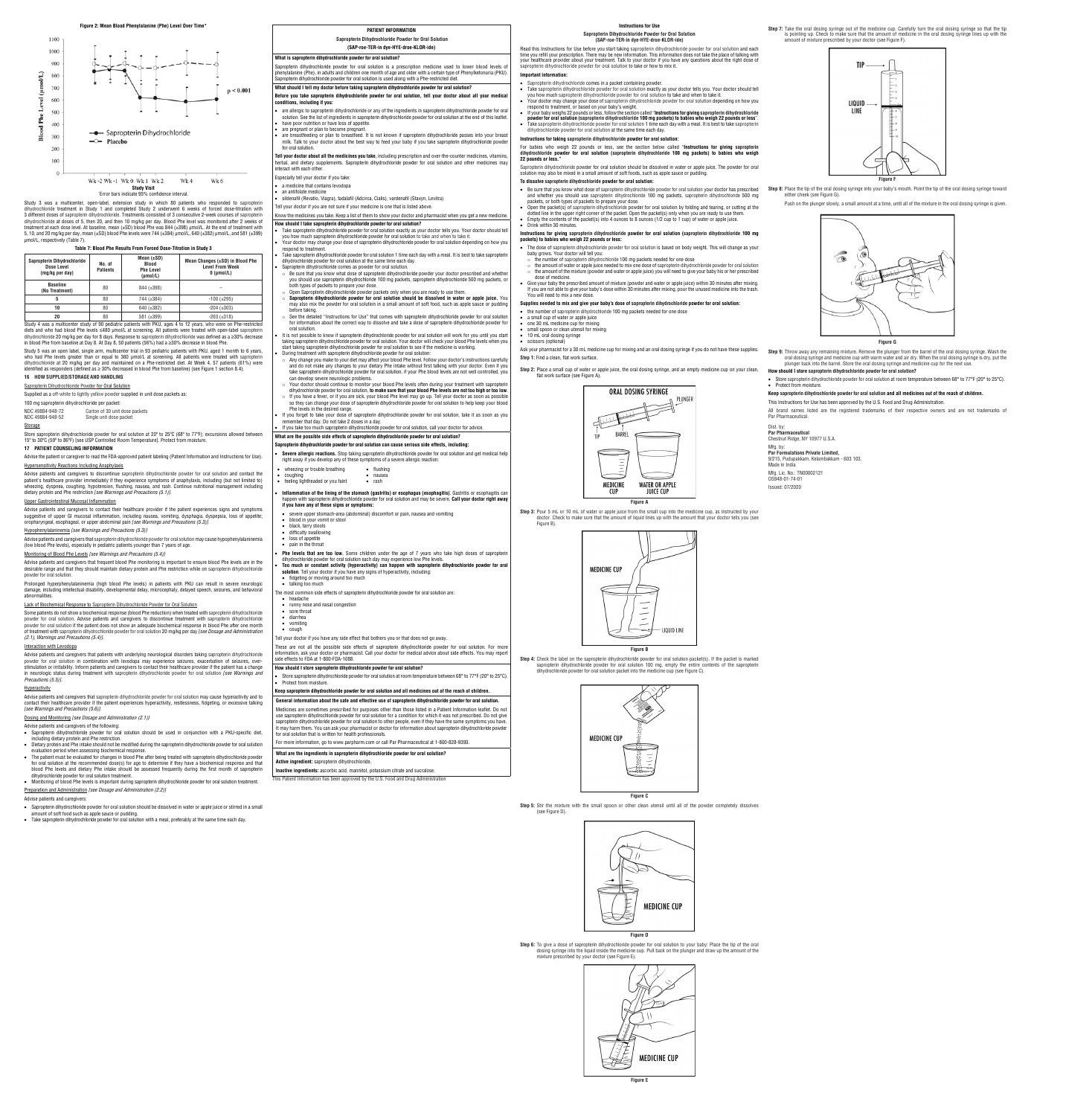**Figure 2: Mean Blood Phenylalanine (Phe) Level Over Time***

1100
1000
900
800
700
600
500
400
300
200
100
0

Blood Phe Level (µmol/L)

p < 0.001

Sapropterin Dihydrochloride
Placebo

Wk -2 Wk -1 Wk 0 Wk 1 Wk 2 Wk 4 Wk 6

Study Visit

*Error bars indicate 95% confidence interval.

Study 3 was a multicenter, open-label, extension study in which 80 patients who responded to sapropterin dihydrochloride treatment in Study 1 and completed Study 2 underwent 6 weeks of forced dose-titration with 3 different doses of sapropterin dihydrochloride. Treatments consisted of 3 consecutive 2-week courses of sapropterin dihydrochloride at doses of 5, then 20, and then 10 mg/kg per day. Blood Phe level was monitored after 2 weeks of treatment at each dose level. At baseline, mean (±SD) blood Phe was 844 (±398) µmol/L. At the end of treatment with 5, 10, and 20 mg/kg per day, mean (±SD) blood Phe levels were 744 (±384) µmol/L, 640 (±382) µmol/L, and 581 (±399) µmol/L, respectively (Table 7).

**Table 7: Blood Phe Results From Forced Dose-Titration in Study 3**

| Sapropterin Dihydrochloride Dose Level (mg/kg per day) | No. of Patients | Mean (±SD) Blood Phe Level (µmol/L) | Mean Changes (±SD) in Blood Phe Level From Week 0 (µmol/L) |
|---|---|---|---|
| Baseline (No Treatment) | 80 | 844 (±398) | – |
| 5 | 80 | 744 (±384) | -100 (±295) |
| 10 | 80 | 640 (±382) | -204 (±303) |
| 20 | 80 | 581 (±399) | -263 (±318) |

Study 4 was a multicenter study of 90 pediatric patients with PKU, ages 4 to 12 years, who were on Phe-restricted diets and who had blood Phe levels ≤480 µmol/L at screening. All patients were treated with open-label sapropterin dihydrochloride 20 mg/kg per day for 8 days. Response to sapropterin dihydrochloride was defined as a ≥30% decrease in blood Phe from baseline at Day 8. At Day 8, 50 patients (56%) had a ≥30% decrease in blood Phe.

Study 5 was an open label, single arm, multicenter trial in 93 pediatric patients with PKU, aged 1 month to 6 years, who had Phe levels greater than or equal to 360 µmol/L at screening. All patients were treated with sapropterin dihydrochloride at 20 mg/kg per day and maintained on a Phe-restricted diet. At Week 4, 57 patients (61%) were identified as responders (defined as ≥ 30% decreased in blood Phe from baseline) (see Figure 1 section 8.4).

## 16 HOW SUPPLIED/STORAGE AND HANDLING

Sapropterin Dihydrochloride Powder for Oral Solution

Supplied as a off-white to lightly yellow powder supplied in unit dose packets as:

100 mg sapropterin dihydrochloride per packet:

NDC 49884-948-72 Carton of 30 unit dose packets
NDC 49884-948-52 Single unit dose packet

Storage

Store sapropterin dihydrochloride powder for oral solution at 20° to 25°C (68° to 77°F); excursions allowed between 15° to 30°C (59° to 86°F) [see USP Controlled Room Temperature]. Protect from moisture.

## 17 PATIENT COUNSELING INFORMATION

Advise the patient or caregiver to read the FDA-approved patient labeling (Patient Information and Instructions for Use).

Hypersensitivity Reactions Including Anaphylaxis

Advise patients and caregivers to discontinue sapropterin dihydrochloride powder for oral solution and contact the patient's healthcare provider immediately if they experience symptoms of anaphylaxis, including (but not limited to) wheezing, dyspnea, coughing, hypotension, flushing, nausea, and rash. Continue nutritional management including dietary protein and Phe restriction *[see Warnings and Precautions (5.1)]*.

Upper Gastrointestinal Mucosal Inflammation

Advise patients and caregivers to contact their healthcare provider if the patient experiences signs and symptoms suggestive of upper GI mucosal inflammation, including nausea, vomiting, dysphagia, dyspepsia, loss of appetite; oropharyngeal, esophageal, or upper abdominal pain *[see Warnings and Precautions (5.2)]*.

Hypophenylalaninemia *[see Warnings and Precautions (5.3)]*

Advise patients and caregivers that sapropterin dihydrochloride powder for oral solution may cause hypophenylalaninemia (low blood Phe levels), especially in pediatric patients younger than 7 years of age.

Monitoring of Blood Phe Levels *[see Warnings and Precautions (5.4)]*

Advise patients and caregivers that frequent blood Phe monitoring is important to ensure blood Phe levels are in the desirable range and that they should maintain dietary protein and Phe restriction while on sapropterin dihydrochloride powder for oral solution.

Prolonged hyperphenylalaninemia (high blood Phe levels) in patients with PKU can result in severe neurologic damage, including intellectual disability, developmental delay, microcephaly, delayed speech, seizures, and behavioral abnormalities.

Lack of Biochemical Response to Sapropterin Dihydrochloride Powder for Oral Solution

Some patients do not show a biochemical response (blood Phe reduction) when treated with sapropterin dihydrochloride powder for oral solution. Advise patients and caregivers to discontinue treatment with sapropterin dihydrochloride powder for oral solution if the patient does not show an adequate biochemical response in blood Phe after one month of treatment with sapropterin dihydrochloride powder for oral solution 20 mg/kg per day *[see Dosage and Administration (2.1), Warnings and Precautions (5.4)]*.

Interaction with Levodopa

Advise patients and caregivers that patients with underlying neurological disorders taking sapropterin dihydrochloride powder for oral solution in combination with levodopa may experience seizures, exacerbation of seizures, over-stimulation or irritability. Inform patients and caregivers to contact their healthcare provider if the patient has a change in neurologic status during treatment with sapropterin dihydrochloride powder for oral solution *[see Warnings and Precautions (5.5)]*.

Hyperactivity

Advise patients and caregivers that sapropterin dihydrochloride powder for oral solution may cause hyperactivity and to contact their healthcare provider if the patient experiences hyperactivity, restlessness, fidgeting, or excessive talking *[see Warnings and Precautions (5.6)]*.

Dosing and Monitoring *[see Dosage and Administration (2.1)]*

Advise patients and caregivers of the following:

- Sapropterin dihydrochloride powder for oral solution should be used in conjunction with a PKU-specific diet, including dietary protein and Phe restriction.
- Dietary protein and Phe intake should not be modified during the sapropterin dihydrochloride powder for oral solution evaluation period when assessing biochemical response.
- The patient must be evaluated for changes in blood Phe after being treated with sapropterin dihydrochloride powder for oral solution at the recommended dose(s) for age to determine if they have a biochemical response and that blood Phe levels and dietary Phe intake should be assessed frequently during the first month of sapropterin dihydrochloride powder for oral solution treatment.
- Monitoring of blood Phe levels is important during sapropterin dihydrochloride powder for oral solution treatment.

Preparation and Administration *[see Dosage and Administration (2.2)]*

Advise patients and caregivers:

- Sapropterin dihydrochloride powder for oral solution should be dissolved in water or apple juice or stirred in a small amount of soft food such as apple sauce or pudding.
- Take sapropterin dihydrochloride powder for oral solution with a meal, preferably at the same time each day.

## PATIENT INFORMATION

**Sapropterin Dihydrochloride Powder for Oral Solution**

**(SAP-roe-TER-in dye-HYE-droe-KLOR-ide)**

**What is sapropterin dihydrochloride powder for oral solution?**

Sapropterin dihydrochloride powder for oral solution is a prescription medicine used to lower blood levels of phenylalanine (Phe), in adults and children one month of age and older with a certain type of Phenylketonuria (PKU). Sapropterin dihydrochloride powder for oral solution is used along with a Phe-restricted diet.

**What should I tell my doctor before taking sapropterin dihydrochloride powder for oral solution?**

**Before you take sapropterin dihydrochloride powder for oral solution, tell your doctor about all your medical conditions, including if you:**

- are allergic to sapropterin dihydrochloride or any of the ingredients in sapropterin dihydrochloride powder for oral solution. See the end of this leaflet for a list of the ingredients in sapropterin dihydrochloride powder for oral solution.
- have poor nutrition or have loss of appetite.
- are pregnant or plan to become pregnant.
- are breastfeeding or plan to breastfeed. It is not known if sapropterin dihydrochloride passes into your breast milk. Talk to your doctor about the best way to feed your baby if you take sapropterin dihydrochloride powder for oral solution.

**Tell your doctor about all the medicines you take**, including prescription and over-the-counter medicines, vitamins, herbal, and dietary supplements. Sapropterin dihydrochloride powder for oral solution and other medicines may interact with each other.

Especially tell your doctor if you take:

- a medicine that contains levodopa
- an antifolate medicine
- sildenafil (Revatio, Viagra), tadalafil (Adcirca, Cialis), vardenafil (Staxyn, Levitra)

Tell your doctor if you are not sure if your medicine is one that is listed above.

Know the medicines you take. Keep a list of them to show your doctor and pharmacist when you get a new medicine.

**How should I take sapropterin dihydrochloride powder for oral solution?**

- Take sapropterin dihydrochloride powder for oral solution exactly as your doctor tells you. Your doctor should tell you how much sapropterin dihydrochloride powder for oral solution to take and when to take it.
- Your doctor may change your dose of sapropterin dihydrochloride powder for oral solution depending on how you respond to treatment.
- Take sapropterin dihydrochloride powder for oral solution 1 time each day with a meal. It is best to take sapropterin dihydrochloride powder for oral solution at the same time each day.
- Sapropterin dihydrochloride comes as powder for oral solution.
  - Be sure that you know what dose of sapropterin dihydrochloride powder your doctor prescribed and whether you should use sapropterin dihydrochloride 100 mg packets, sapropterin dihydrochloride 500 mg packets, or both types of packets to prepare your dose.
  - Open Sapropterin dihydrochloride powder packets only when you are ready to use them.
  - **Sapropterin dihydrochloride powder for oral solution should be dissolved in water or apple juice.** You may also mix the powder for oral solution in a small amount of soft food, such as apple sauce or pudding before taking.
  - See the detailed "Instructions for Use" that comes with sapropterin dihydrochloride powder for oral solution for information about the correct way to dissolve and take a dose of sapropterin dihydrochloride powder for oral solution.
- It is not possible to know if sapropterin dihydrochloride powder for oral solution will work for you until you start taking sapropterin dihydrochloride powder for oral solution. Your doctor will check your blood Phe levels when you start taking sapropterin dihydrochloride powder for oral solution to see if the medicine is working.
- During treatment with sapropterin dihydrochloride powder for oral solution:
  - Any change you make to your diet may affect your blood Phe level. Follow your doctor's instructions carefully and do not make any changes to your dietary Phe intake without first talking with your doctor. Even if you take sapropterin dihydrochloride powder for oral solution, if your Phe blood levels are not well controlled, you can develop severe neurologic problems.
  - Your doctor should continue to monitor your blood Phe levels often during your treatment with sapropterin dihydrochloride powder for oral solution, **to make sure that your blood Phe levels are not too high or too low**.
  - If you have a fever, or if you are sick, your blood Phe level may go up. Tell your doctor as soon as possible so they can change your dose of sapropterin dihydrochloride powder for oral solution to help keep your blood Phe levels in the desired range.
- If you forget to take your dose of sapropterin dihydrochloride powder for oral solution, take it as soon as you remember that day. Do not take 2 doses in a day.
- If you take too much sapropterin dihydrochloride powder for oral solution, call your doctor for advice.

**What are the possible side effects of sapropterin dihydrochloride powder for oral solution?**

**Sapropterin dihydrochloride powder for oral solution can cause serious side effects, including:**

- **Severe allergic reactions.** Stop taking sapropterin dihydrochloride powder for oral solution and get medical help right away if you develop any of these symptoms of a severe allergic reaction:
  - wheezing or trouble breathing
  - flushing
  - coughing
  - nausea
  - feeling lightheaded or you faint
  - rash
- **Inflammation of the lining of the stomach (gastritis) or esophagus (esophagitis)**. Gastritis or esophagitis can happen with sapropterin dihydrochloride powder for oral solution and may be severe. **Call your doctor right away if you have any of these signs or symptoms:**
  - severe upper stomach-area (abdominal) discomfort or pain, nausea and vomiting
  - blood in your vomit or stool
  - black, tarry stools
  - difficulty swallowing
  - loss of appetite
  - pain in the throat
- **Phe levels that are too low.** Some children under the age of 7 years who take high doses of sapropterin dihydrochloride powder for oral solution each day may experience low Phe levels.
- **Too much or constant activity (hyperactivity) can happen with sapropterin dihydrochloride powder for oral solution**. Tell your doctor if you have any signs of hyperactivity, including:
  - fidgeting or moving around too much
  - talking too much

The most common side effects of sapropterin dihydrochloride powder for oral solution are:

- headache
- runny nose and nasal congestion
- sore throat
- diarrhea
- vomiting
- cough

Tell your doctor if you have any side effect that bothers you or that does not go away.

These are not all the possible side effects of sapropterin dihydrochloride powder for oral solution. For more information, ask your doctor or pharmacist. Call your doctor for medical advice about side effects. You may report side effects to FDA at 1-800-FDA-1088.

**How should I store sapropterin dihydrochloride powder for oral solution?**

- Store sapropterin dihydrochloride powder for oral solution at room temperature between 68° to 77°F (20° to 25°C).
- Protect from moisture.

**Keep sapropterin dihydrochloride powder for oral solution and all medicines out of the reach of children.**

**General information about the safe and effective use of sapropterin dihydrochloride powder for oral solution.**

Medicines are sometimes prescribed for purposes other than those listed in a Patient Information leaflet. Do not use sapropterin dihydrochloride powder for oral solution for a condition for which it was not prescribed. Do not give sapropterin dihydrochloride powder for oral solution to other people, even if they have the same symptoms you have. It may harm them. You can ask your pharmacist or doctor for information about sapropterin dihydrochloride powder for oral solution that is written for health professionals.

For more information, go to www.parpharm.com or call Par Pharmaceutical at 1-800-828-9393.

**What are the ingredients in sapropterin dihydrochloride powder for oral solution?**

**Active ingredient:** sapropterin dihydrochloride.

**Inactive ingredients:** ascorbic acid, mannitol, potassium citrate and sucralose.

This Patient Information has been approved by the U.S. Food and Drug Administration

## Instructions for Use

**Sapropterin Dihydrochloride Powder for Oral Solution**

**(SAP-roe-TER-in dye-HYE-droe-KLOR-ide)**

Read this Instructions for Use before you start taking sapropterin dihydrochloride powder for oral solution and each time you refill your prescription. There may be new information. This information does not take the place of talking with your healthcare provider about your treatment. Talk to your doctor if you have any questions about the right dose of sapropterin dihydrochloride powder for oral solution to take or how to mix it.

**Important information:**

- Sapropterin dihydrochloride comes in a packet containing powder.
- Take sapropterin dihydrochloride powder for oral solution exactly as your doctor tells you. Your doctor should tell you how much sapropterin dihydrochloride powder for oral solution to take and when to take it.
- Your doctor may change your dose of sapropterin dihydrochloride powder for oral solution depending on how you respond to treatment, or based on your baby's weight.
- If your baby weighs 22 pounds or less, follow the section called "**Instructions for giving sapropterin dihydrochloride powder for oral solution (sapropterin dihydrochloride 100 mg packets) to babies who weigh 22 pounds or less**".
- Take sapropterin dihydrochloride powder for oral solution 1 time each day with a meal. It is best to take sapropterin dihydrochloride powder for oral solution at the same time each day.

**Instructions for taking sapropterin dihydrochloride powder for oral solution:**

For babies who weigh 22 pounds or less, see the section below called "**Instructions for giving sapropterin dihydrochloride powder for oral solution (sapropterin dihydrochloride 100 mg packets) to babies who weigh 22 pounds or less.**"

Sapropterin dihydrochloride powder for oral solution should be dissolved in water or apple juice. The powder for oral solution may also be mixed in a small amount of soft foods, such as apple sauce or pudding.

**To dissolve sapropterin dihydrochloride powder for oral solution:**

- Be sure that you know what dose of sapropterin dihydrochloride powder for oral solution your doctor has prescribed and whether you should use sapropterin dihydrochloride 100 mg packets, sapropterin dihydrochloride 500 mg packets, or both types of packets to prepare your dose.
- Open the packet(s) of sapropterin dihydrochloride powder for oral solution by folding and tearing, or cutting at the dotted line in the upper right corner of the packet. Open the packet(s) only when you are ready to use them.
- Empty the contents of the packet(s) into 4 ounces to 8 ounces (1/2 cup to 1 cup) of water or apple juice.
- Drink within 30 minutes.

**Instructions for giving sapropterin dihydrochloride powder for oral solution (sapropterin dihydrochloride 100 mg packets) to babies who weigh 22 pounds or less:**

- The dose of sapropterin dihydrochloride powder for oral solution is based on body weight. This will change as your baby grows. Your doctor will tell you:
  - the number of sapropterin dihydrochloride 100 mg packets needed for one dose
  - the amount of water or apple juice needed to mix one dose of sapropterin dihydrochloride powder for oral solution
  - the amount of the mixture (powder and water or apple juice) you will need to give your baby his or her prescribed dose of medicine.
- Give your baby the prescribed amount of mixture (powder and water or apple juice) within 30 minutes after mixing. If you are not able to give your baby's dose within 30 minutes after mixing, pour the unused medicine into the trash. You will need to mix a new dose.

**Supplies needed to mix and give your baby's dose of sapropterin dihydrochloride powder for oral solution:**

- the number of sapropterin dihydrochloride 100 mg packets needed for one dose
- a small cup of water or apple juice
- one 30 mL medicine cup for mixing
- small spoon or clean utensil for mixing
- 10 mL oral dosing syringe
- scissors (optional)

Ask your pharmacist for a 30 mL medicine cup for mixing and an oral dosing syringe if you do not have these supplies.

**Step 1:** Find a clean, flat work surface.

**Step 2:** Place a small cup of water or apple juice, the oral dosing syringe, and an empty medicine cup on your clean, flat work surface (see Figure A).

ORAL DOSING SYRINGE
PLUNGER
TIP
BARREL
MEDICINE CUP
WATER OR APPLE JUICE CUP

Figure A

**Step 3:** Pour 5 mL or 10 mL of water or apple juice from the small cup into the medicine cup, as instructed by your doctor. Check to make sure that the amount of liquid lines up with the amount that your doctor tells you (see Figure B).

MEDICINE CUP
LIQUID LINE

Figure B

**Step 4:** Check the label on the sapropterin dihydrochloride powder for oral solution packet(s). If the packet is marked sapropterin dihydrochloride powder for oral solution 100 mg, empty the entire contents of the sapropterin dihydrochloride powder for oral solution packet into the medicine cup (see Figure C).

MEDICINE CUP

Figure C

**Step 5:** Stir the mixture with the small spoon or other clean utensil until all of the powder completely dissolves (see Figure D).

MEDICINE CUP

Figure D

**Step 6:** To give a dose of sapropterin dihydrochloride powder for oral solution to your baby: Place the tip of the oral dosing syringe into the liquid inside the medicine cup. Pull back on the plunger and draw up the amount of the mixture prescribed by your doctor (see Figure E).

MEDICINE CUP

Figure E

**Step 7:** Take the oral dosing syringe out of the medicine cup. Carefully turn the oral dosing syringe so that the tip is pointing up. Check to make sure that the amount of medicine in the oral dosing syringe lines up with the amount of mixture prescribed by your doctor (see Figure F).

TIP
LIQUID LINE

Figure F

**Step 8:** Place the tip of the oral dosing syringe into your baby's mouth. Point the tip of the oral dosing syringe toward either cheek (see Figure G).

Push on the plunger slowly, a small amount at a time, until all of the mixture in the oral dosing syringe is given.

Figure G

**Step 9:** Throw away any remaining mixture. Remove the plunger from the barrel of the oral dosing syringe. Wash the oral dosing syringe and medicine cup with warm water and air dry. When the oral dosing syringe is dry, put the plunger back into the barrel. Store the oral dosing syringe and medicine cup for the next use.

**How should I store sapropterin dihydrochloride powder for oral solution?**

- Store sapropterin dihydrochloride powder for oral solution at room temperature between 68° to 77°F (20° to 25°C).
- Protect from moisture.

**Keep sapropterin dihydrochloride powder for oral solution and all medicines out of the reach of children.**

This Instructions for Use has been approved by the U.S. Food and Drug Administration.

All brand names listed are the registered trademarks of their respective owners and are not trademarks of Par Pharmaceutical.

Dist. by:
**Par Pharmaceutical**
Chestnut Ridge, NY 10977 U.S.A.

Mfg. by:
**Par Formulations Private Limited,**
9/215, Pudupakkam, Kelambakkam - 603 103.
Made in India

Mfg. Lic. No.: TN00002121
OS948-01-74-01

Issued: 07/2020